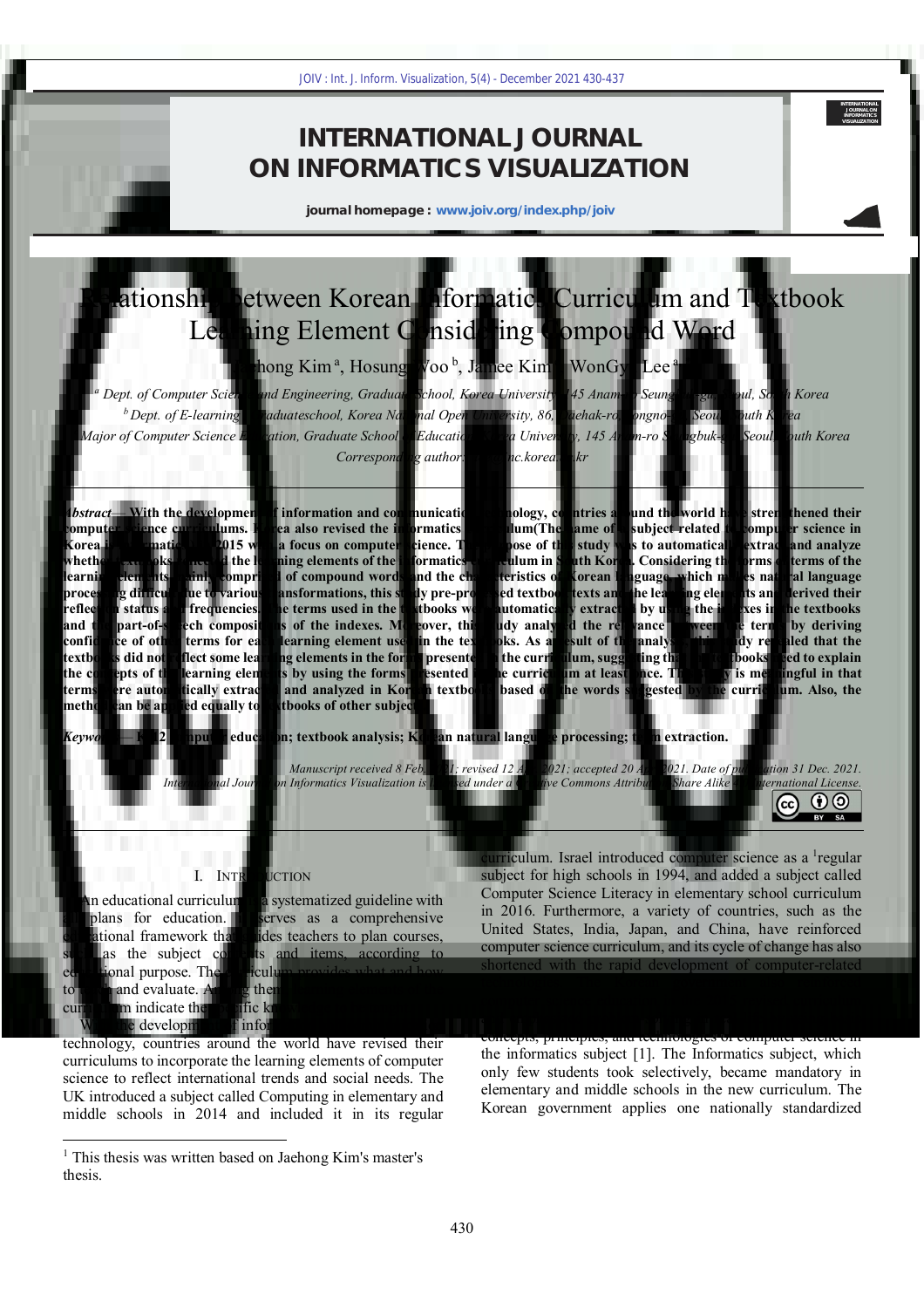# Relationship between Korean Informatics Curriculum and Textbook Learning Element Considering Compound Word

Jaehong Kim[a], Hosung Woo[b], Jamee Kim[c], WonGyu Lee[a]

[a] *Dept. of Computer Science and Engineering, Graduate School, Korea University, 145 Anam-ro, Seongbuk-gu, Seoul, South Korea*

[b] *Dept. of E-learning, Graduateschool, Korea National Open University, 86, Daehak-ro, Jongno-gu, Seoul, South Korea*

[c] *Major of Computer Science Education, Graduate School of Education, Korea University, 145 Anam-ro, Seongbuk-gu, Seoul, South Korea*

*Corresponding author: ...nc.korea...kr*

***Abstract*— With the development of information and communication technology, countries around the world have strengthened their computer science curriculums. Korea also revised the informatics curriculum(The name of the subject related to computer science in Korea) in 2015 with a focus on computer science. The purpose of this study was to automatically extract and analyze whether textbooks reflected the learning elements of the informatics curriculum in South Korea. Considering the forms of terms of the learning elements consisting of compound words and the characteristics of Korean language, which makes natural language processing difficult due to various transformations, this study pre-processed textbook texts and the learning elements and derived their reflection status and frequencies. The terms used in the textbooks were automatically extracted by using the indexes in the textbooks and the part-of-speech compositions of the indexes. Moreover, this study analyzed the relevance between the terms by deriving confidence of other terms for each learning element used in the textbooks. As a result of the analysis, this study revealed that the textbooks did not reflect some learning elements in the forms presented in the curriculum, suggesting that the textbooks need to explain the concepts of the learning elements by using the forms presented in the curriculum at least once. This study is meaningful in that terms were automatically extracted and analyzed in Korean textbooks based on the words suggested by the curriculum. Also, the method can be applied equally to textbooks of other subjects.**

***Keywords*— K-12 computing education; textbook analysis; Korean natural language processing; term extraction.**

*Manuscript received 8 Feb. 2021; revised 12 Apr. 2021; accepted 20 Apr. 2021. Date of publication 31 Dec. 2021. International Journal on Informatics Visualization is licensed under a Creative Commons Attribution-Share Alike 4.0 International License.*

## I. INTRODUCTION

An educational curriculum is a systematized guideline with the plans for education. It serves as a comprehensive educational framework that guides teachers to plan courses, such as the subject contents and items, according to educational purpose. The curriculum provides what and how to teach and evaluate. Among them, the ... curriculum indicate the specific kn...

With the development of information and communication technology, countries around the world have revised their curriculums to incorporate the learning elements of computer science to reflect international trends and social needs. The UK introduced a subject called Computing in elementary and middle schools in 2014 and included it in its regular curriculum. Israel introduced computer science as a [1] regular subject for high schools in 1994, and added a subject called Computer Science Literacy in elementary school curriculum in 2016. Furthermore, a variety of countries, such as the United States, India, Japan, and China, have reinforced computer science curriculum, and its cycle of change has also shortened with the rapid development of computer-related ... concepts, principles, and technologies of computer science in the informatics subject [1]. The Informatics subject, which only few students took selectively, became mandatory in elementary and middle schools in the new curriculum. The Korean government applies one nationally standardized

[1] This thesis was written based on Jaehong Kim's master's thesis.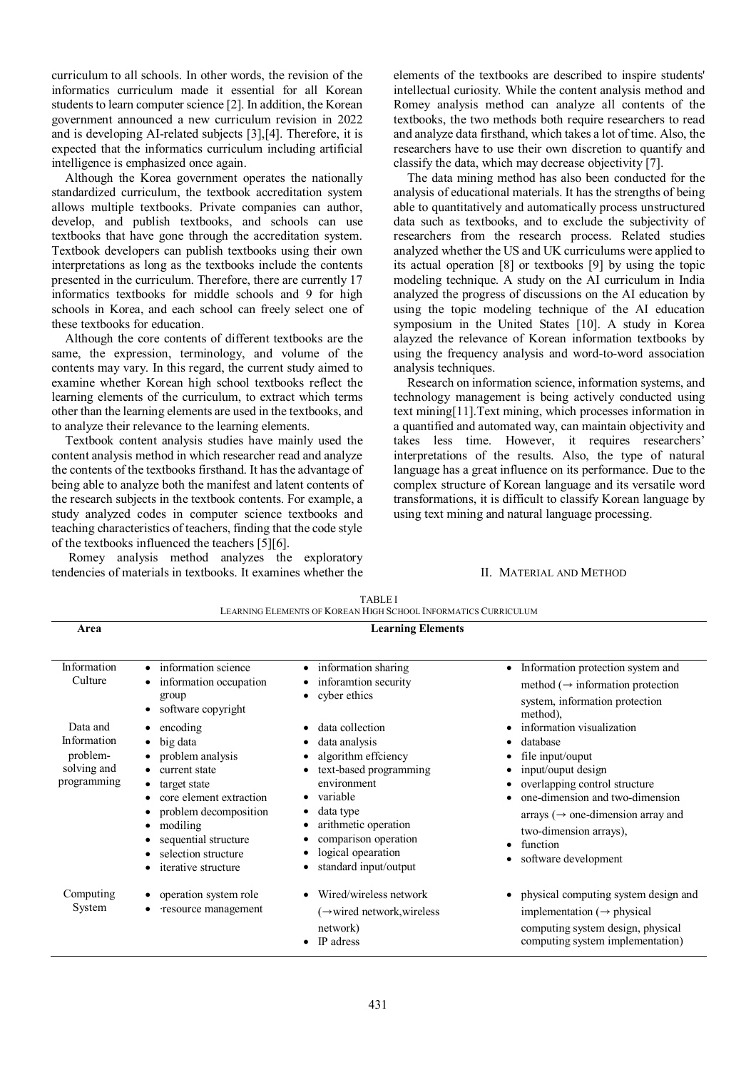curriculum to all schools. In other words, the revision of the informatics curriculum made it essential for all Korean students to learn computer science [2]. In addition, the Korean government announced a new curriculum revision in 2022 and is developing AI-related subjects [3],[4]. Therefore, it is expected that the informatics curriculum including artificial intelligence is emphasized once again.

Although the Korea government operates the nationally standardized curriculum, the textbook accreditation system allows multiple textbooks. Private companies can author, develop, and publish textbooks, and schools can use textbooks that have gone through the accreditation system. Textbook developers can publish textbooks using their own interpretations as long as the textbooks include the contents presented in the curriculum. Therefore, there are currently 17 informatics textbooks for middle schools and 9 for high schools in Korea, and each school can freely select one of these textbooks for education.

Although the core contents of different textbooks are the same, the expression, terminology, and volume of the contents may vary. In this regard, the current study aimed to examine whether Korean high school textbooks reflect the learning elements of the curriculum, to extract which terms other than the learning elements are used in the textbooks, and to analyze their relevance to the learning elements.

Textbook content analysis studies have mainly used the content analysis method in which researcher read and analyze the contents of the textbooks firsthand. It has the advantage of being able to analyze both the manifest and latent contents of the research subjects in the textbook contents. For example, a study analyzed codes in computer science textbooks and teaching characteristics of teachers, finding that the code style of the textbooks influenced the teachers [5][6].

Romey analysis method analyzes the exploratory tendencies of materials in textbooks. It examines whether the elements of the textbooks are described to inspire students' intellectual curiosity. While the content analysis method and Romey analysis method can analyze all contents of the textbooks, the two methods both require researchers to read and analyze data firsthand, which takes a lot of time. Also, the researchers have to use their own discretion to quantify and classify the data, which may decrease objectivity [7].

The data mining method has also been conducted for the analysis of educational materials. It has the strengths of being able to quantitatively and automatically process unstructured data such as textbooks, and to exclude the subjectivity of researchers from the research process. Related studies analyzed whether the US and UK curriculums were applied to its actual operation [8] or textbooks [9] by using the topic modeling technique. A study on the AI curriculum in India analyzed the progress of discussions on the AI education by using the topic modeling technique of the AI education symposium in the United States [10]. A study in Korea alayzed the relevance of Korean information textbooks by using the frequency analysis and word-to-word association analysis techniques.

Research on information science, information systems, and technology management is being actively conducted using text mining[11].Text mining, which processes information in a quantified and automated way, can maintain objectivity and takes less time. However, it requires researchers' interpretations of the results. Also, the type of natural language has a great influence on its performance. Due to the complex structure of Korean language and its versatile word transformations, it is difficult to classify Korean language by using text mining and natural language processing.

## II. Material and Method

TABLE I
LEARNING ELEMENTS OF KOREAN HIGH SCHOOL INFORMATICS CURRICULUM

| Area | Learning Elements | | |
|---|---|---|---|
| Information Culture | • information science<br>• information occupation group<br>• software copyright | • information sharing<br>• inforamtion security<br>• cyber ethics | • Information protection system and method (→ information protection system, information protection method), |
| Data and Information problem-solving and programming | • encoding<br>• big data<br>• problem analysis<br>• current state<br>• target state<br>• core element extraction<br>• problem decomposition<br>• modiling<br>• sequential structure<br>• selection structure<br>• iterative structure | • data collection<br>• data analysis<br>• algorithm effciency<br>• text-based programming environment<br>• variable<br>• data type<br>• arithmetic operation<br>• comparison operation<br>• logical opearation<br>• standard input/output | • information visualization<br>• database<br>• file input/ouput<br>• input/ouput design<br>• overlapping control structure<br>• one-dimension and two-dimension arrays (→ one-dimension array and two-dimension arrays),<br>• function<br>• software development |
| Computing System | • operation system role<br>• ·resource management | • Wired/wireless network (→wired network,wireless network)<br>• IP adress | • physical computing system design and implementation (→ physical computing system design, physical computing system implementation) |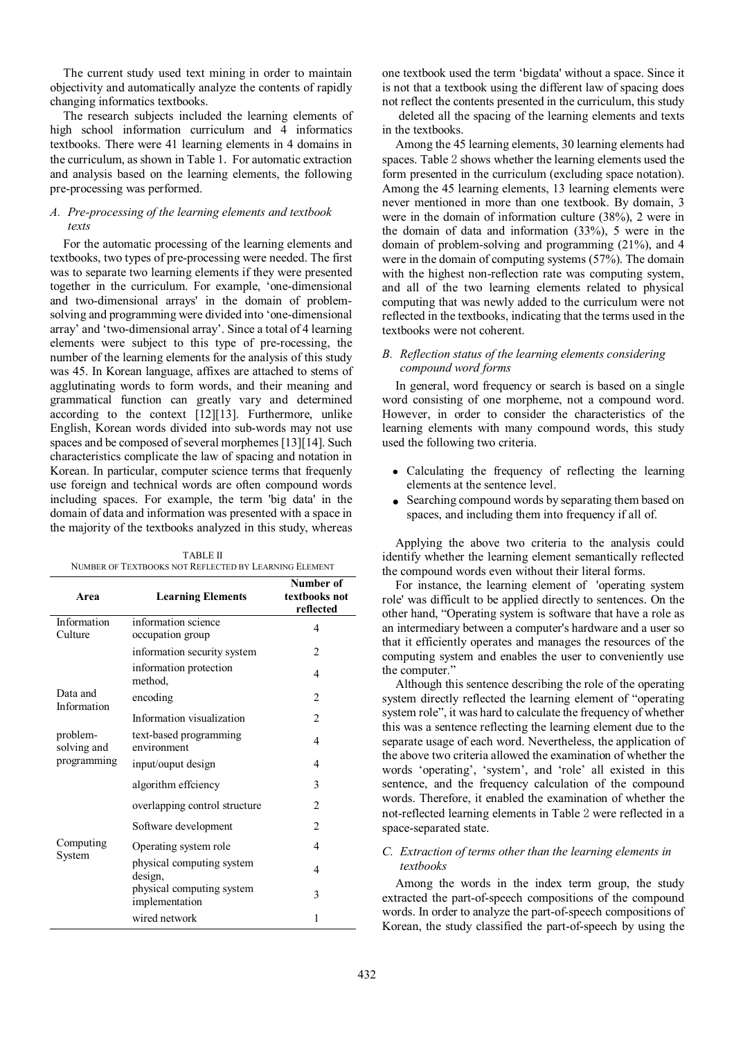The current study used text mining in order to maintain objectivity and automatically analyze the contents of rapidly changing informatics textbooks.

The research subjects included the learning elements of high school information curriculum and 4 informatics textbooks. There were 41 learning elements in 4 domains in the curriculum, as shown in Table 1. For automatic extraction and analysis based on the learning elements, the following pre-processing was performed.

### A. Pre-processing of the learning elements and textbook texts

For the automatic processing of the learning elements and textbooks, two types of pre-processing were needed. The first was to separate two learning elements if they were presented together in the curriculum. For example, 'one-dimensional and two-dimensional arrays' in the domain of problem-solving and programming were divided into 'one-dimensional array' and 'two-dimensional array'. Since a total of 4 learning elements were subject to this type of pre-rocessing, the number of the learning elements for the analysis of this study was 45. In Korean language, affixes are attached to stems of agglutinating words to form words, and their meaning and grammatical function can greatly vary and determined according to the context [12][13]. Furthermore, unlike English, Korean words divided into sub-words may not use spaces and be composed of several morphemes [13][14]. Such characteristics complicate the law of spacing and notation in Korean. In particular, computer science terms that frequently use foreign and technical words are often compound words including spaces. For example, the term 'big data' in the domain of data and information was presented with a space in the majority of the textbooks analyzed in this study, whereas one textbook used the term 'bigdata' without a space. Since it is not that a textbook using the different law of spacing does not reflect the contents presented in the curriculum, this study deleted all the spacing of the learning elements and texts in the textbooks.

TABLE II
NUMBER OF TEXTBOOKS NOT REFLECTED BY LEARNING ELEMENT

| Area | Learning Elements | Number of textbooks not reflected |
|---|---|---|
| Information Culture | information science occupation group | 4 |
| | information security system | 2 |
| | information protection method, | 4 |
| Data and Information | encoding | 2 |
| | Information visualization | 2 |
| problem-solving and programming | text-based programming environment | 4 |
| | input/ouput design | 4 |
| | algorithm effciency | 3 |
| | overlapping control structure | 2 |
| | Software development | 2 |
| Computing System | Operating system role | 4 |
| | physical computing system design, | 4 |
| | physical computing system implementation | 3 |
| | wired network | 1 |

Among the 45 learning elements, 30 learning elements had spaces. Table 2 shows whether the learning elements used the form presented in the curriculum (excluding space notation). Among the 45 learning elements, 13 learning elements were never mentioned in more than one textbook. By domain, 3 were in the domain of information culture (38%), 2 were in the domain of data and information (33%), 5 were in the domain of problem-solving and programming (21%), and 4 were in the domain of computing systems (57%). The domain with the highest non-reflection rate was computing system, and all of the two learning elements related to physical computing that was newly added to the curriculum were not reflected in the textbooks, indicating that the terms used in the textbooks were not coherent.

### B. Reflection status of the learning elements considering compound word forms

In general, word frequency or search is based on a single word consisting of one morpheme, not a compound word. However, in order to consider the characteristics of the learning elements with many compound words, this study used the following two criteria.

- Calculating the frequency of reflecting the learning elements at the sentence level.
- Searching compound words by separating them based on spaces, and including them into frequency if all of.

Applying the above two criteria to the analysis could identify whether the learning element semantically reflected the compound words even without their literal forms.

For instance, the learning element of 'operating system role' was difficult to be applied directly to sentences. On the other hand, "Operating system is software that have a role as an intermediary between a computer's hardware and a user so that it efficiently operates and manages the resources of the computing system and enables the user to conveniently use the computer."

Although this sentence describing the role of the operating system directly reflected the learning element of "operating system role", it was hard to calculate the frequency of whether this was a sentence reflecting the learning element due to the separate usage of each word. Nevertheless, the application of the above two criteria allowed the examination of whether the words 'operating', 'system', and 'role' all existed in this sentence, and the frequency calculation of the compound words. Therefore, it enabled the examination of whether the not-reflected learning elements in Table 2 were reflected in a space-separated state.

### C. Extraction of terms other than the learning elements in textbooks

Among the words in the index term group, the study extracted the part-of-speech compositions of the compound words. In order to analyze the part-of-speech compositions of Korean, the study classified the part-of-speech by using the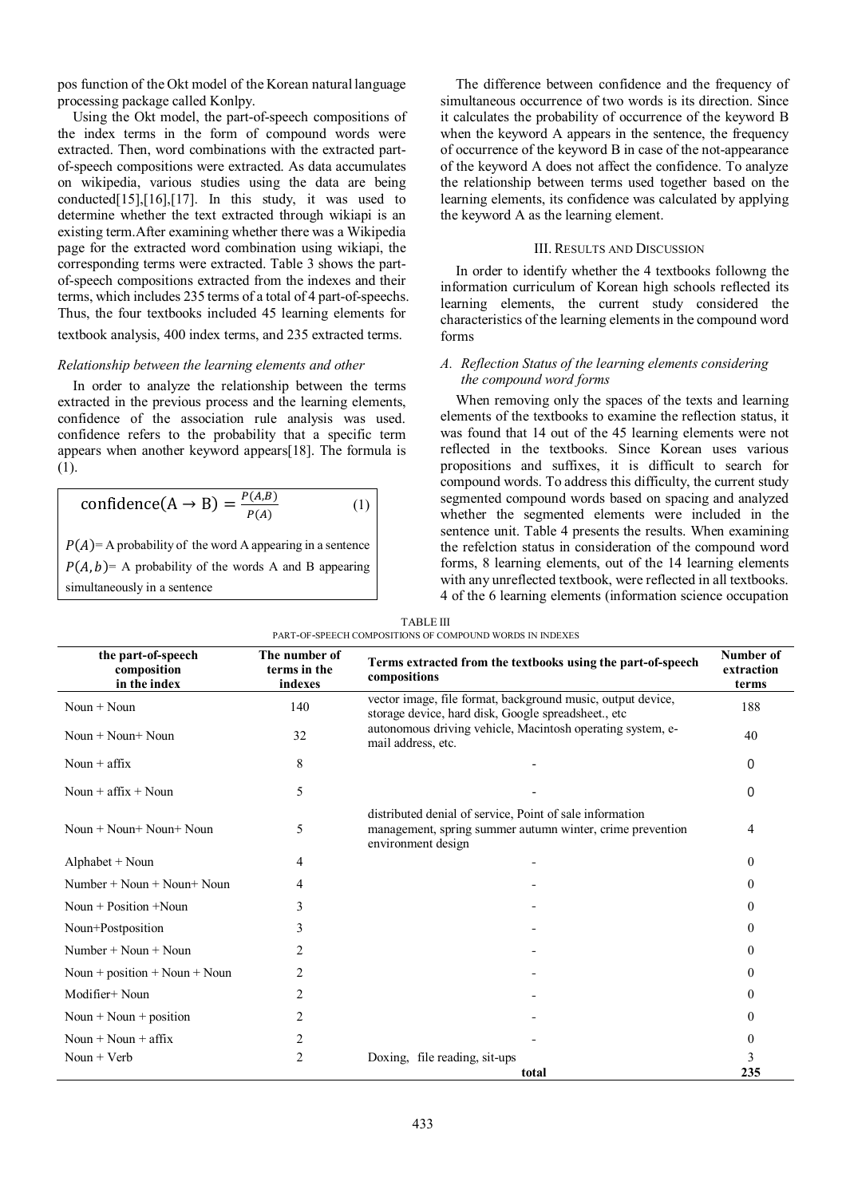pos function of the Okt model of the Korean natural language processing package called Konlpy.

Using the Okt model, the part-of-speech compositions of the index terms in the form of compound words were extracted. Then, word combinations with the extracted part-of-speech compositions were extracted. As data accumulates on wikipedia, various studies using the data are being conducted[15],[16],[17]. In this study, it was used to determine whether the text extracted through wikiapi is an existing term.After examining whether there was a Wikipedia page for the extracted word combination using wikiapi, the corresponding terms were extracted. Table 3 shows the part-of-speech compositions extracted from the indexes and their terms, which includes 235 terms of a total of 4 part-of-speechs. Thus, the four textbooks included 45 learning elements for textbook analysis, 400 index terms, and 235 extracted terms.

*Relationship between the learning elements and other*

In order to analyze the relationship between the terms extracted in the previous process and the learning elements, confidence of the association rule analysis was used. confidence refers to the probability that a specific term appears when another keyword appears[18]. The formula is (1).

$$\text{confidence}(\mathrm{A} \rightarrow \mathrm{B}) = \frac{P(A,B)}{P(A)} \quad (1)$$

$P(A)$= A probability of the word A appearing in a sentence
$P(A,b)$= A probability of the words A and B appearing simultaneously in a sentence

The difference between confidence and the frequency of simultaneous occurrence of two words is its direction. Since it calculates the probability of occurrence of the keyword B when the keyword A appears in the sentence, the frequency of occurrence of the keyword B in case of the not-appearance of the keyword A does not affect the confidence. To analyze the relationship between terms used together based on the learning elements, its confidence was calculated by applying the keyword A as the learning element.

## III. Results and Discussion

In order to identify whether the 4 textbooks followng the information curriculum of Korean high schools reflected its learning elements, the current study considered the characteristics of the learning elements in the compound word forms

### *A. Reflection Status of the learning elements considering the compound word forms*

When removing only the spaces of the texts and learning elements of the textbooks to examine the reflection status, it was found that 14 out of the 45 learning elements were not reflected in the textbooks. Since Korean uses various propositions and suffixes, it is difficult to search for compound words. To address this difficulty, the current study segmented compound words based on spacing and analyzed whether the segmented elements were included in the sentence unit. Table 4 presents the results. When examining the refelction status in consideration of the compound word forms, 8 learning elements, out of the 14 learning elements with any unreflected textbook, were reflected in all textbooks. 4 of the 6 learning elements (information science occupation

TABLE III
PART-OF-SPEECH COMPOSITIONS OF COMPOUND WORDS IN INDEXES

| the part-of-speech composition in the index | The number of terms in the indexes | Terms extracted from the textbooks using the part-of-speech compositions | Number of extraction terms |
|---|---|---|---|
| Noun + Noun | 140 | vector image, file format, background music, output device, storage device, hard disk, Google spreadsheet., etc | 188 |
| Noun + Noun+ Noun | 32 | autonomous driving vehicle, Macintosh operating system, e-mail address, etc. | 40 |
| Noun + affix | 8 | - | 0 |
| Noun + affix + Noun | 5 | - | 0 |
| Noun + Noun+ Noun+ Noun | 5 | distributed denial of service, Point of sale information management, spring summer autumn winter, crime prevention environment design | 4 |
| Alphabet + Noun | 4 | - | 0 |
| Number + Noun + Noun+ Noun | 4 | - | 0 |
| Noun + Position +Noun | 3 | - | 0 |
| Noun+Postposition | 3 | - | 0 |
| Number + Noun + Noun | 2 | - | 0 |
| Noun + position + Noun + Noun | 2 | - | 0 |
| Modifier+ Noun | 2 | - | 0 |
| Noun + Noun + position | 2 | - | 0 |
| Noun + Noun + affix | 2 | - | 0 |
| Noun + Verb | 2 | Doxing, file reading, sit-ups | 3 |
| | | total | 235 |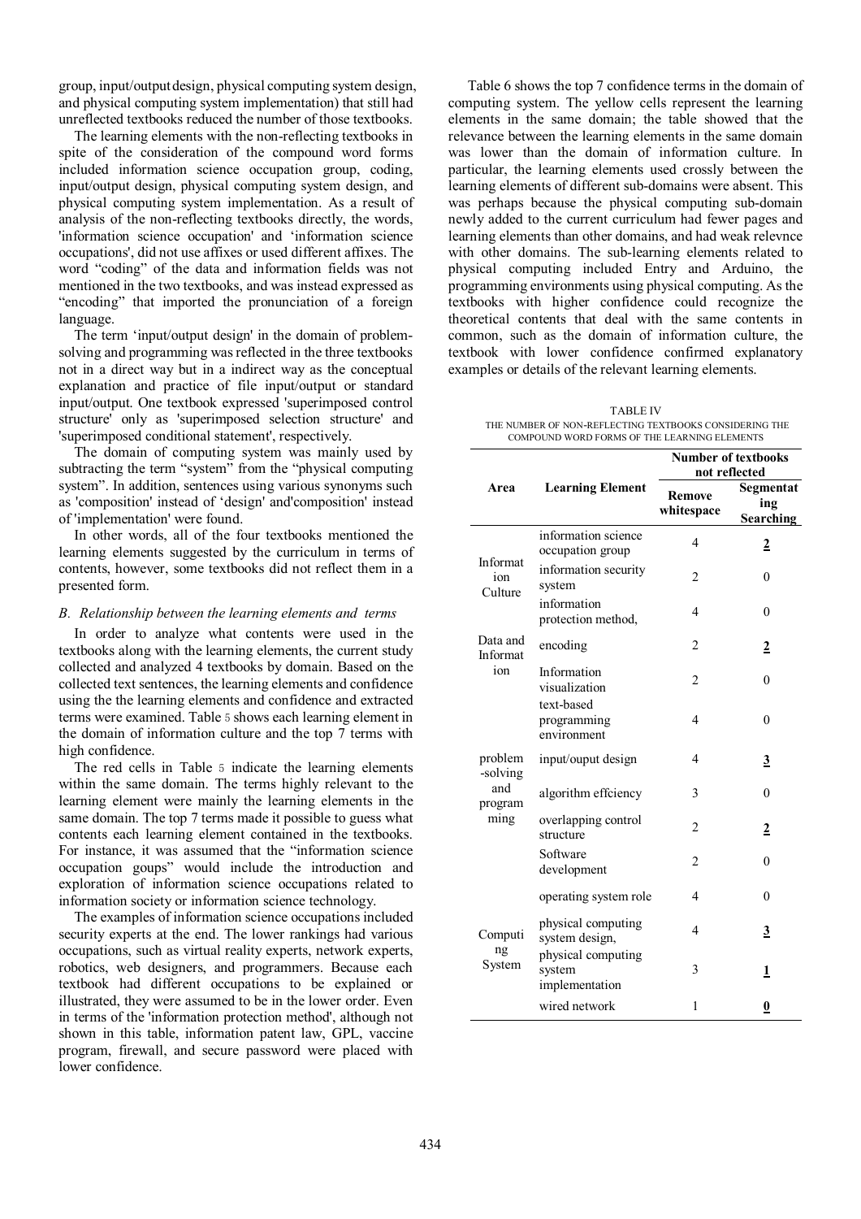group, input/output design, physical computing system design, and physical computing system implementation) that still had unreflected textbooks reduced the number of those textbooks.

The learning elements with the non-reflecting textbooks in spite of the consideration of the compound word forms included information science occupation group, coding, input/output design, physical computing system design, and physical computing system implementation. As a result of analysis of the non-reflecting textbooks directly, the words, 'information science occupation' and 'information science occupations', did not use affixes or used different affixes. The word "coding" of the data and information fields was not mentioned in the two textbooks, and was instead expressed as "encoding" that imported the pronunciation of a foreign language.

The term 'input/output design' in the domain of problem-solving and programming was reflected in the three textbooks not in a direct way but in a indirect way as the conceptual explanation and practice of file input/output or standard input/output. One textbook expressed 'superimposed control structure' only as 'superimposed selection structure' and 'superimposed conditional statement', respectively.

The domain of computing system was mainly used by subtracting the term "system" from the "physical computing system". In addition, sentences using various synonyms such as 'composition' instead of 'design' and'composition' instead of 'implementation' were found.

In other words, all of the four textbooks mentioned the learning elements suggested by the curriculum in terms of contents, however, some textbooks did not reflect them in a presented form.

### *B. Relationship between the learning elements and terms*

In order to analyze what contents were used in the textbooks along with the learning elements, the current study collected and analyzed 4 textbooks by domain. Based on the collected text sentences, the learning elements and confidence using the the learning elements and confidence and extracted terms were examined. Table 5 shows each learning element in the domain of Information culture and the top 7 terms with high confidence.

The red cells in Table 5 indicate the learning elements within the same domain. The terms highly relevant to the learning element were mainly the learning elements in the same domain. The top 7 terms made it possible to guess what contents each learning element contained in the textbooks. For instance, it was assumed that the "information science occupation goups" would include the introduction and exploration of information science occupations related to information society or information science technology.

The examples of information science occupations included security experts at the end. The lower rankings had various occupations, such as virtual reality experts, network experts, robotics, web designers, and programmers. Because each textbook had different occupations to be explained or illustrated, they were assumed to be in the lower order. Even in terms of the 'information protection method', although not shown in this table, information patent law, GPL, vaccine program, firewall, and secure password were placed with lower confidence.

Table 6 shows the top 7 confidence terms in the domain of computing system. The yellow cells represent the learning elements in the same domain; the table showed that the relevance between the learning elements in the same domain was lower than the domain of information culture. In particular, the learning elements used crossly between the learning elements of different sub-domains were absent. This was perhaps because the physical computing sub-domain newly added to the current curriculum had fewer pages and learning elements than other domains, and had weak relevnce with other domains. The sub-learning elements related to physical computing included Entry and Arduino, the programming environments using physical computing. As the textbooks with higher confidence could recognize the theoretical contents that deal with the same contents in common, such as the domain of information culture, the textbook with lower confidence confirmed explanatory examples or details of the relevant learning elements.

TABLE IV
THE NUMBER OF NON-REFLECTING TEXTBOOKS CONSIDERING THE COMPOUND WORD FORMS OF THE LEARNING ELEMENTS

| Area | Learning Element | Number of textbooks not reflected | |
|---|---|---|---|
| | | **Remove whitespace** | **Segmentating Searching** |
| Information Culture | information science occupation group | 4 | **2** |
| | information security system | 2 | 0 |
| | information protection method, | 4 | 0 |
| Data and Information | encoding | 2 | **2** |
| | Information visualization | 2 | 0 |
| problem-solving and programming | text-based programming environment | 4 | 0 |
| | input/ouput design | 4 | **3** |
| | algorithm effciency | 3 | 0 |
| | overlapping control structure | 2 | **2** |
| | Software development | 2 | 0 |
| Computing System | operating system role | 4 | 0 |
| | physical computing system design, | 4 | **3** |
| | physical computing system implementation | 3 | **1** |
| | wired network | 1 | **0** |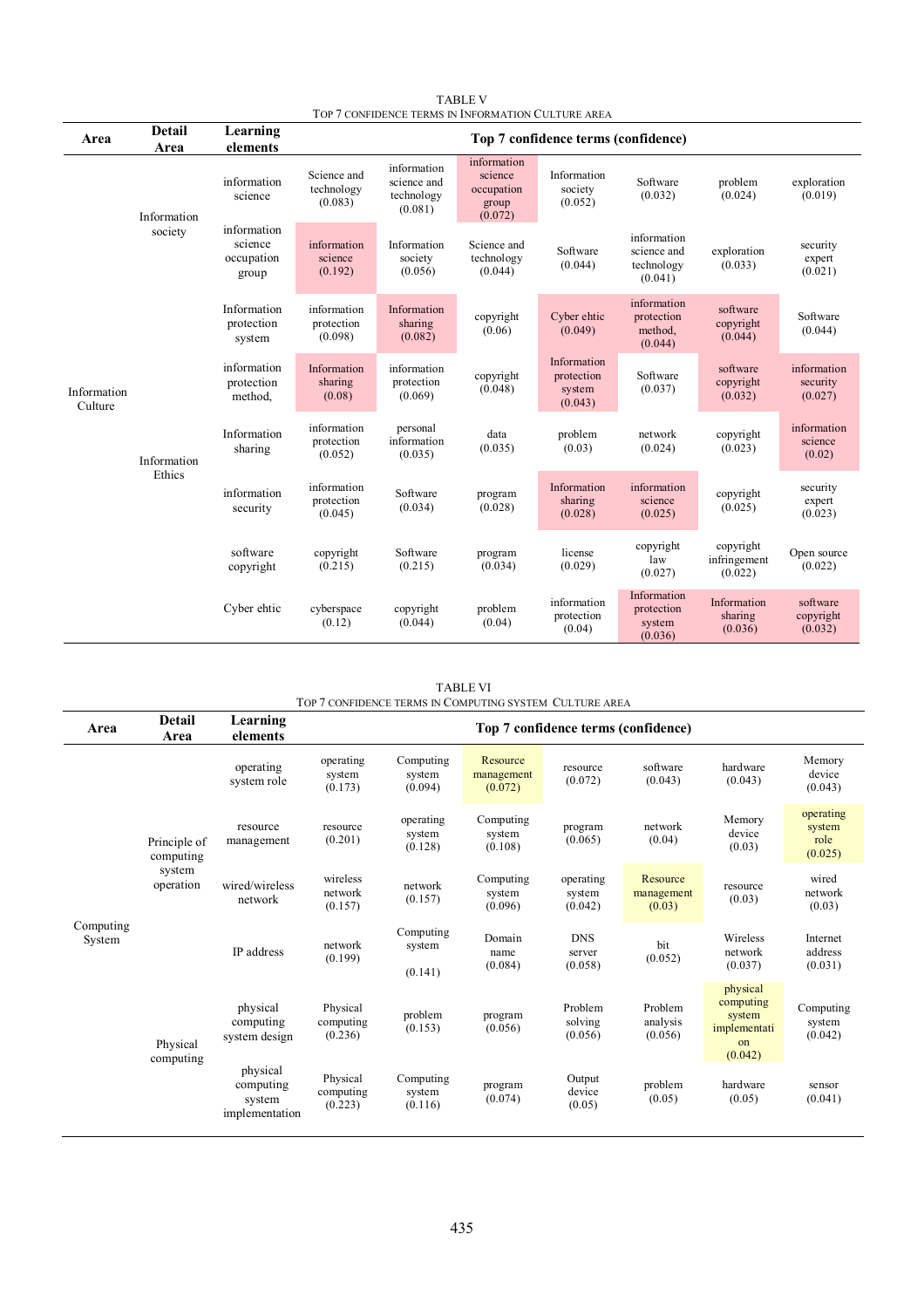TABLE V

TOP 7 CONFIDENCE TERMS IN INFORMATION CULTURE AREA

| Area | Detail Area | Learning elements | Top 7 confidence terms (confidence) | | | | | | |
|---|---|---|---|---|---|---|---|---|---|
| Information Culture | Information society | information science | Science and technology (0.083) | information science and technology (0.081) | information science occupation group (0.072) | Information society (0.052) | Software (0.032) | problem (0.024) | exploration (0.019) |
| | | information science occupation group | information science (0.192) | Information society (0.056) | Science and technology (0.044) | Software (0.044) | information science and technology (0.041) | exploration (0.033) | security expert (0.021) |
| | Information Ethics | Information protection system | information protection (0.098) | Information sharing (0.082) | copyright (0.06) | Cyber ehtic (0.049) | information protection method, (0.044) | software copyright (0.044) | Software (0.044) |
| | | information protection method, | Information sharing (0.08) | information protection (0.069) | copyright (0.048) | Information protection system (0.043) | Software (0.037) | software copyright (0.032) | information security (0.027) |
| | | Information sharing | information protection (0.052) | personal information (0.035) | data (0.035) | problem (0.03) | network (0.024) | copyright (0.023) | information science (0.02) |
| | | information security | information protection (0.045) | Software (0.034) | program (0.028) | Information sharing (0.028) | information science (0.025) | copyright (0.025) | security expert (0.023) |
| | | software copyright | copyright (0.215) | Software (0.215) | program (0.034) | license (0.029) | copyright law (0.027) | copyright infringement (0.022) | Open source (0.022) |
| | | Cyber ehtic | cyberspace (0.12) | copyright (0.044) | problem (0.04) | information protection (0.04) | Information protection system (0.036) | Information sharing (0.036) | software copyright (0.032) |

TABLE VI

TOP 7 CONFIDENCE TERMS IN COMPUTING SYSTEM CULTURE AREA

| Area | Detail Area | Learning elements | Top 7 confidence terms (confidence) | | | | | | |
|---|---|---|---|---|---|---|---|---|---|
| Computing System | Principle of computing system operation | operating system role | operating system (0.173) | Computing system (0.094) | Resource management (0.072) | resource (0.072) | software (0.043) | hardware (0.043) | Memory device (0.043) |
| | | resource management | resource (0.201) | operating system (0.128) | Computing system (0.108) | program (0.065) | network (0.04) | Memory device (0.03) | operating system role (0.025) |
| | | wired/wireless network | wireless network (0.157) | network (0.157) | Computing system (0.096) | operating system (0.042) | Resource management (0.03) | resource (0.03) | wired network (0.03) |
| | | IP address | network (0.199) | Computing system (0.141) | Domain name (0.084) | DNS server (0.058) | bit (0.052) | Wireless network (0.037) | Internet address (0.031) |
| | Physical computing | physical computing system design | Physical computing (0.236) | problem (0.153) | program (0.056) | Problem solving (0.056) | Problem analysis (0.056) | physical computing system implementation (0.042) | Computing system (0.042) |
| | | physical computing system implementation | Physical computing (0.223) | Computing system (0.116) | program (0.074) | Output device (0.05) | problem (0.05) | hardware (0.05) | sensor (0.041) |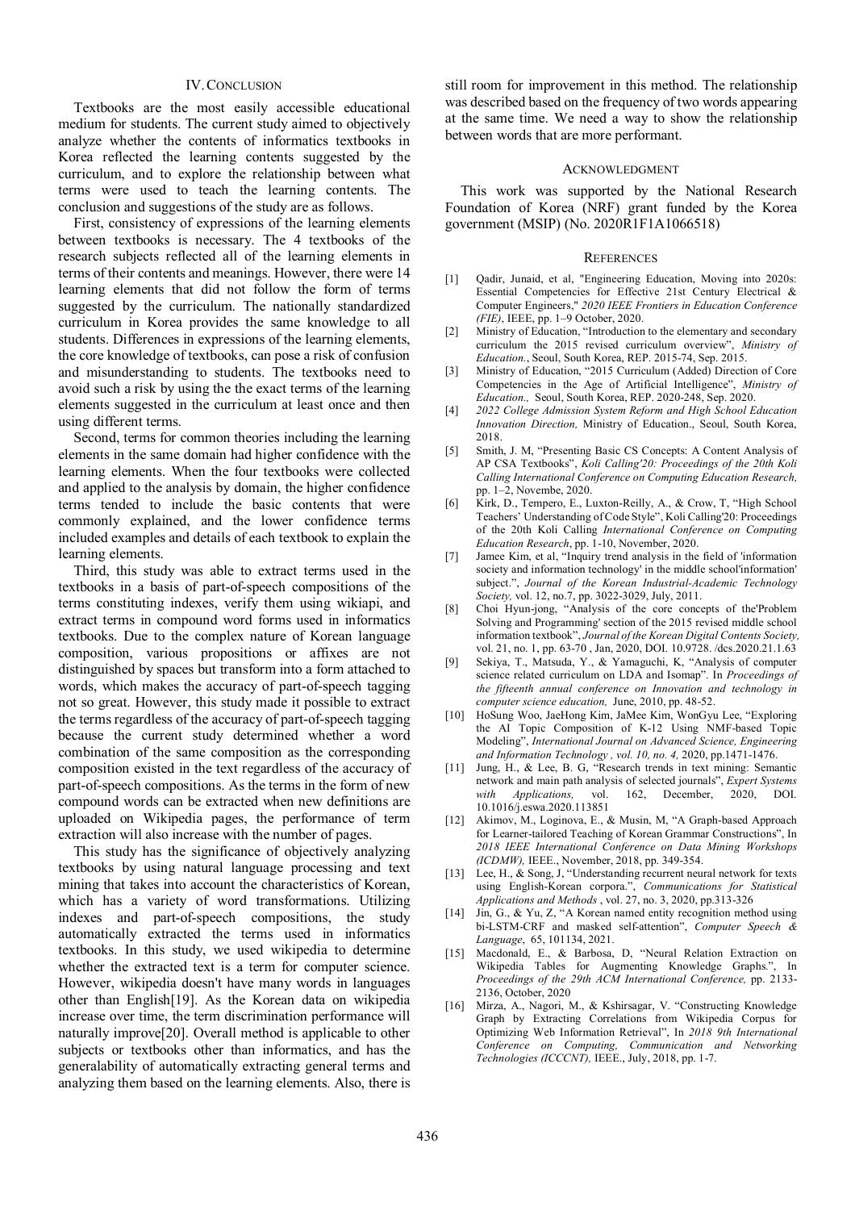## IV. Conclusion

Textbooks are the most easily accessible educational medium for students. The current study aimed to objectively analyze whether the contents of informatics textbooks in Korea reflected the learning contents suggested by the curriculum, and to explore the relationship between what terms were used to teach the learning contents. The conclusion and suggestions of the study are as follows.

First, consistency of expressions of the learning elements between textbooks is necessary. The 4 textbooks of the research subjects reflected all of the learning elements in terms of their contents and meanings. However, there were 14 learning elements that did not follow the form of terms suggested by the curriculum. The nationally standardized curriculum in Korea provides the same knowledge to all students. Differences in expressions of the learning elements, the core knowledge of textbooks, can pose a risk of confusion and misunderstanding to students. The textbooks need to avoid such a risk by using the the exact terms of the learning elements suggested in the curriculum at least once and then using different terms.

Second, terms for common theories including the learning elements in the same domain had higher confidence with the learning elements. When the four textbooks were collected and applied to the analysis by domain, the higher confidence terms tended to include the basic contents that were commonly explained, and the lower confidence terms included examples and details of each textbook to explain the learning elements.

Third, this study was able to extract terms used in the textbooks in a basis of part-of-speech compositions of the terms constituting indexes, verify them using wikiapi, and extract terms in compound word forms used in informatics textbooks. Due to the complex nature of Korean language composition, various propositions or affixes are not distinguished by spaces but transform into a form attached to words, which makes the accuracy of part-of-speech tagging not so great. However, this study made it possible to extract the terms regardless of the accuracy of part-of-speech tagging because the current study determined whether a word combination of the same composition as the corresponding composition existed in the text regardless of the accuracy of part-of-speech compositions. As the terms in the form of new compound words can be extracted when new definitions are uploaded on Wikipedia pages, the performance of term extraction will also increase with the number of pages.

This study has the significance of objectively analyzing textbooks by using natural language processing and text mining that takes into account the characteristics of Korean, which has a variety of word transformations. Utilizing indexes and part-of-speech compositions, the study automatically extracted the terms used in informatics textbooks. In this study, we used wikipedia to determine whether the extracted text is a term for computer science. However, wikipedia doesn't have many words in languages other than English[19]. As the Korean data on wikipedia increase over time, the term discrimination performance will naturally improve[20]. Overall method is applicable to other subjects or textbooks other than informatics, and has the generalability of automatically extracting general terms and analyzing them based on the learning elements. Also, there is still room for improvement in this method. The relationship was described based on the frequency of two words appearing at the same time. We need a way to show the relationship between words that are more performant.

## Acknowledgment

This work was supported by the National Research Foundation of Korea (NRF) grant funded by the Korea government (MSIP) (No. 2020R1F1A1066518)

## References

[1] Qadir, Junaid, et al, "Engineering Education, Moving into 2020s: Essential Competencies for Effective 21st Century Electrical & Computer Engineers," *2020 IEEE Frontiers in Education Conference (FIE)*, IEEE, pp. 1–9 October, 2020.

[2] Ministry of Education, "Introduction to the elementary and secondary curriculum the 2015 revised curriculum overview", *Ministry of Education.*, Seoul, South Korea, REP. 2015-74, Sep. 2015.

[3] Ministry of Education, "2015 Curriculum (Added) Direction of Core Competencies in the Age of Artificial Intelligence", *Ministry of Education.,* Seoul, South Korea, REP. 2020-248, Sep. 2020.

[4] *2022 College Admission System Reform and High School Education Innovation Direction,* Ministry of Education., Seoul, South Korea, 2018.

[5] Smith, J. M, "Presenting Basic CS Concepts: A Content Analysis of AP CSA Textbooks", *Koli Calling'20: Proceedings of the 20th Koli Calling International Conference on Computing Education Research,* pp. 1–2, Novembe, 2020.

[6] Kirk, D., Tempero, E., Luxton-Reilly, A., & Crow, T, "High School Teachers' Understanding of Code Style", Koli Calling'20: Proceedings of the 20th Koli Calling *International Conference on Computing Education Research*, pp. 1-10, November, 2020.

[7] Jamee Kim, et al, "Inquiry trend analysis in the field of 'information society and information technology' in the middle school'information' subject.", *Journal of the Korean Industrial-Academic Technology Society,* vol. 12, no.7, pp. 3022-3029, July, 2011.

[8] Choi Hyun-jong, "Analysis of the core concepts of the'Problem Solving and Programming' section of the 2015 revised middle school information textbook", *Journal of the Korean Digital Contents Society,* vol. 21, no. 1, pp. 63-70 , Jan, 2020, DOI. 10.9728. /dcs.2020.21.1.63

[9] Sekiya, T., Matsuda, Y., & Yamaguchi, K, "Analysis of computer science related curriculum on LDA and Isomap". In *Proceedings of the fifteenth annual conference on Innovation and technology in computer science education,* June, 2010, pp. 48-52.

[10] HoSung Woo, JaeHong Kim, JaMee Kim, WonGyu Lee, "Exploring the AI Topic Composition of K-12 Using NMF-based Topic Modeling", *International Journal on Advanced Science, Engineering and Information Technology , vol. 10, no. 4,* 2020, pp.1471-1476.

[11] Jung, H., & Lee, B. G, "Research trends in text mining: Semantic network and main path analysis of selected journals", *Expert Systems with Applications,* vol. 162, December, 2020, DOI. 10.1016/j.eswa.2020.113851

[12] Akimov, M., Loginova, E., & Musin, M, "A Graph-based Approach for Learner-tailored Teaching of Korean Grammar Constructions", In *2018 IEEE International Conference on Data Mining Workshops (ICDMW),* IEEE., November, 2018, pp. 349-354.

[13] Lee, H., & Song, J, "Understanding recurrent neural network for texts using English-Korean corpora.", *Communications for Statistical Applications and Methods* , vol. 27, no. 3, 2020, pp.313-326

[14] Jin, G., & Yu, Z, "A Korean named entity recognition method using bi-LSTM-CRF and masked self-attention", *Computer Speech & Language*, 65, 101134, 2021.

[15] Macdonald, E., & Barbosa, D, "Neural Relation Extraction on Wikipedia Tables for Augmenting Knowledge Graphs.", In *Proceedings of the 29th ACM International Conference,* pp. 2133-2136, October, 2020

[16] Mirza, A., Nagori, M., & Kshirsagar, V. "Constructing Knowledge Graph by Extracting Correlations from Wikipedia Corpus for Optimizing Web Information Retrieval", In *2018 9th International Conference on Computing, Communication and Networking Technologies (ICCCNT),* IEEE., July, 2018, pp. 1-7.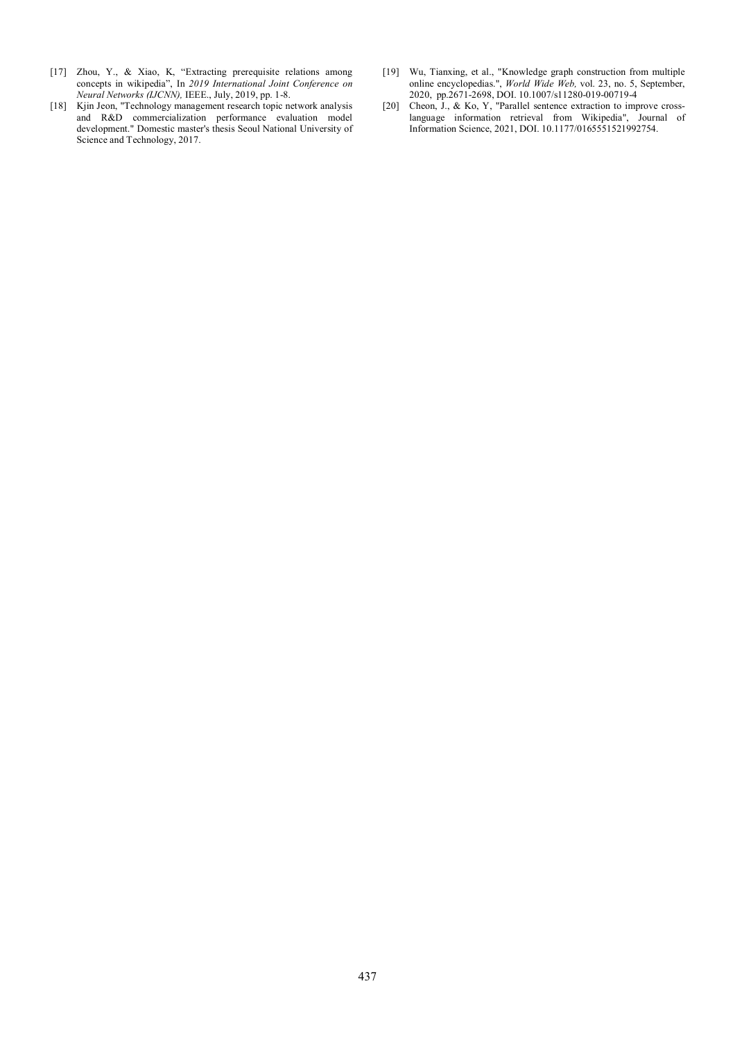[17] Zhou, Y., & Xiao, K, "Extracting prerequisite relations among concepts in wikipedia", In *2019 International Joint Conference on Neural Networks (IJCNN),* IEEE., July, 2019, pp. 1-8.

[18] Kjin Jeon, "Technology management research topic network analysis and R&D commercialization performance evaluation model development." Domestic master's thesis Seoul National University of Science and Technology, 2017.

[19] Wu, Tianxing, et al., "Knowledge graph construction from multiple online encyclopedias.", *World Wide Web,* vol. 23, no. 5, September, 2020, pp.2671-2698, DOI. 10.1007/s11280-019-00719-4

[20] Cheon, J., & Ko, Y, "Parallel sentence extraction to improve cross-language information retrieval from Wikipedia", Journal of Information Science, 2021, DOI. 10.1177/0165551521992754.